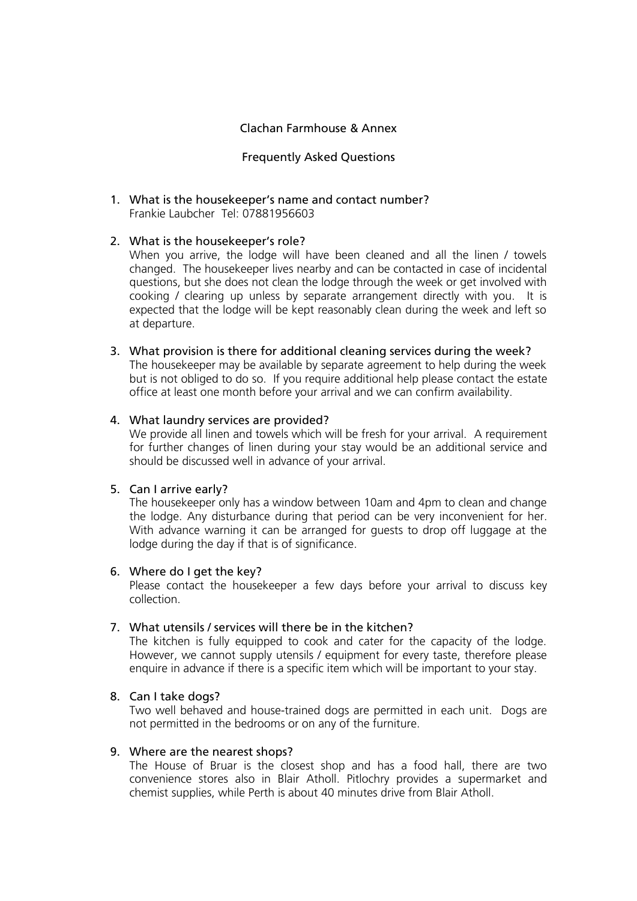# Clachan Farmhouse & Annex

## Frequently Asked Questions

1. What is the housekeeper's name and contact number?
   Frankie Laubcher Tel: 07881956603

2. What is the housekeeper's role?
   When you arrive, the lodge will have been cleaned and all the linen / towels changed. The housekeeper lives nearby and can be contacted in case of incidental questions, but she does not clean the lodge through the week or get involved with cooking / clearing up unless by separate arrangement directly with you. It is expected that the lodge will be kept reasonably clean during the week and left so at departure.

3. What provision is there for additional cleaning services during the week?
   The housekeeper may be available by separate agreement to help during the week but is not obliged to do so. If you require additional help please contact the estate office at least one month before your arrival and we can confirm availability.

4. What laundry services are provided?
   We provide all linen and towels which will be fresh for your arrival. A requirement for further changes of linen during your stay would be an additional service and should be discussed well in advance of your arrival.

5. Can I arrive early?
   The housekeeper only has a window between 10am and 4pm to clean and change the lodge. Any disturbance during that period can be very inconvenient for her. With advance warning it can be arranged for guests to drop off luggage at the lodge during the day if that is of significance.

6. Where do I get the key?
   Please contact the housekeeper a few days before your arrival to discuss key collection.

7. What utensils / services will there be in the kitchen?
   The kitchen is fully equipped to cook and cater for the capacity of the lodge. However, we cannot supply utensils / equipment for every taste, therefore please enquire in advance if there is a specific item which will be important to your stay.

8. Can I take dogs?
   Two well behaved and house-trained dogs are permitted in each unit. Dogs are not permitted in the bedrooms or on any of the furniture.

9. Where are the nearest shops?
   The House of Bruar is the closest shop and has a food hall, there are two convenience stores also in Blair Atholl. Pitlochry provides a supermarket and chemist supplies, while Perth is about 40 minutes drive from Blair Atholl.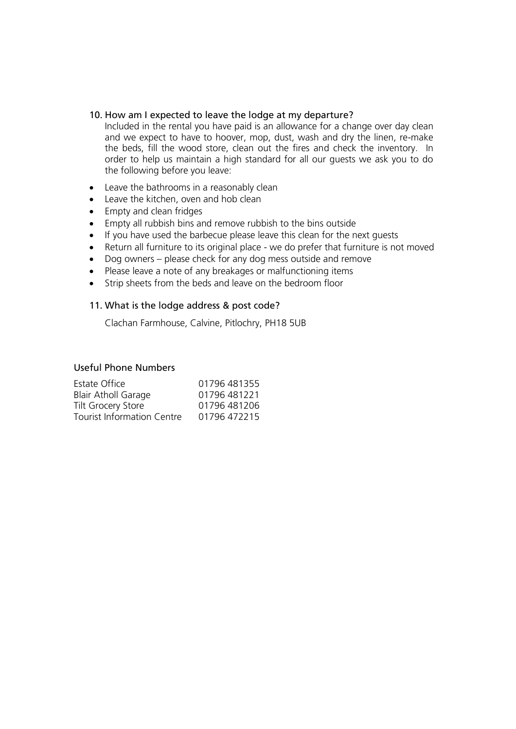## 10. How am I expected to leave the lodge at my departure?

Included in the rental you have paid is an allowance for a change over day clean and we expect to have to hoover, mop, dust, wash and dry the linen, re-make the beds, fill the wood store, clean out the fires and check the inventory. In order to help us maintain a high standard for all our guests we ask you to do the following before you leave:

- Leave the bathrooms in a reasonably clean
- Leave the kitchen, oven and hob clean
- Empty and clean fridges
- Empty all rubbish bins and remove rubbish to the bins outside
- If you have used the barbecue please leave this clean for the next guests
- Return all furniture to its original place - we do prefer that furniture is not moved
- Dog owners – please check for any dog mess outside and remove
- Please leave a note of any breakages or malfunctioning items
- Strip sheets from the beds and leave on the bedroom floor

## 11. What is the lodge address & post code?

Clachan Farmhouse, Calvine, Pitlochry, PH18 5UB

## Useful Phone Numbers

| | |
|---|---|
| Estate Office | 01796 481355 |
| Blair Atholl Garage | 01796 481221 |
| Tilt Grocery Store | 01796 481206 |
| Tourist Information Centre | 01796 472215 |